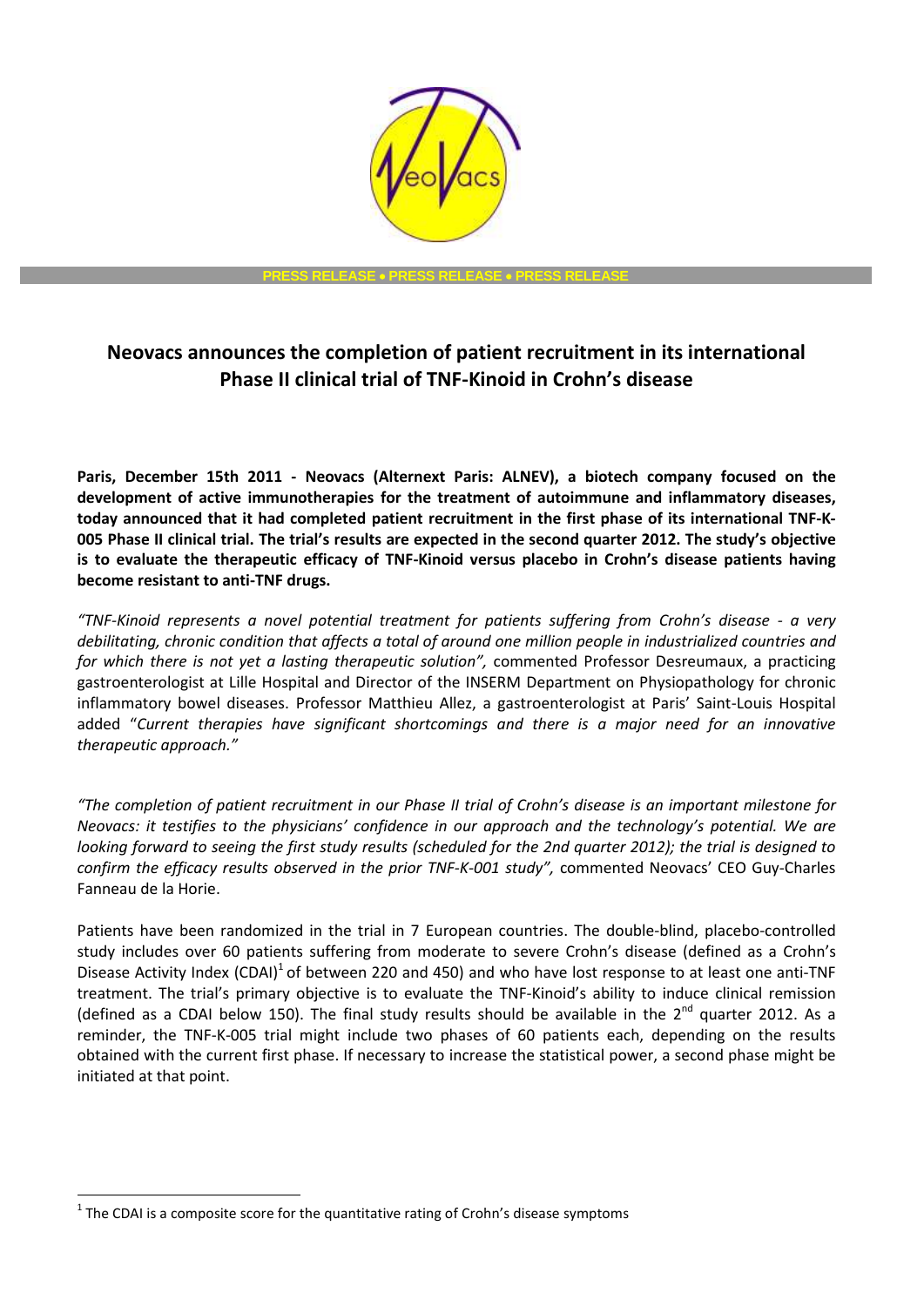PRESS RELEASE • PRESS RELEASE • PRESS RELEASE

# Neovacs announces the completion of patient recruitment in its international Phase II clinical trial of TNF-Kinoid in Crohn's disease

**Paris, December 15th 2011 - Neovacs (Alternext Paris: ALNEV), a biotech company focused on the development of active immunotherapies for the treatment of autoimmune and inflammatory diseases, today announced that it had completed patient recruitment in the first phase of its international TNF-K-005 Phase II clinical trial. The trial's results are expected in the second quarter 2012. The study's objective is to evaluate the therapeutic efficacy of TNF-Kinoid versus placebo in Crohn's disease patients having become resistant to anti-TNF drugs.**

*"TNF-Kinoid represents a novel potential treatment for patients suffering from Crohn's disease - a very debilitating, chronic condition that affects a total of around one million people in industrialized countries and for which there is not yet a lasting therapeutic solution",* commented Professor Desreumaux, a practicing gastroenterologist at Lille Hospital and Director of the INSERM Department on Physiopathology for chronic inflammatory bowel diseases. Professor Matthieu Allez, a gastroenterologist at Paris' Saint-Louis Hospital added "*Current therapies have significant shortcomings and there is a major need for an innovative therapeutic approach."*

*"The completion of patient recruitment in our Phase II trial of Crohn's disease is an important milestone for Neovacs: it testifies to the physicians' confidence in our approach and the technology's potential. We are looking forward to seeing the first study results (scheduled for the 2nd quarter 2012); the trial is designed to confirm the efficacy results observed in the prior TNF-K-001 study",* commented Neovacs' CEO Guy-Charles Fanneau de la Horie.

Patients have been randomized in the trial in 7 European countries. The double-blind, placebo-controlled study includes over 60 patients suffering from moderate to severe Crohn's disease (defined as a Crohn's Disease Activity Index (CDAI)[1] of between 220 and 450) and who have lost response to at least one anti-TNF treatment. The trial's primary objective is to evaluate the TNF-Kinoid's ability to induce clinical remission (defined as a CDAI below 150). The final study results should be available in the 2nd quarter 2012. As a reminder, the TNF-K-005 trial might include two phases of 60 patients each, depending on the results obtained with the current first phase. If necessary to increase the statistical power, a second phase might be initiated at that point.

[1] The CDAI is a composite score for the quantitative rating of Crohn's disease symptoms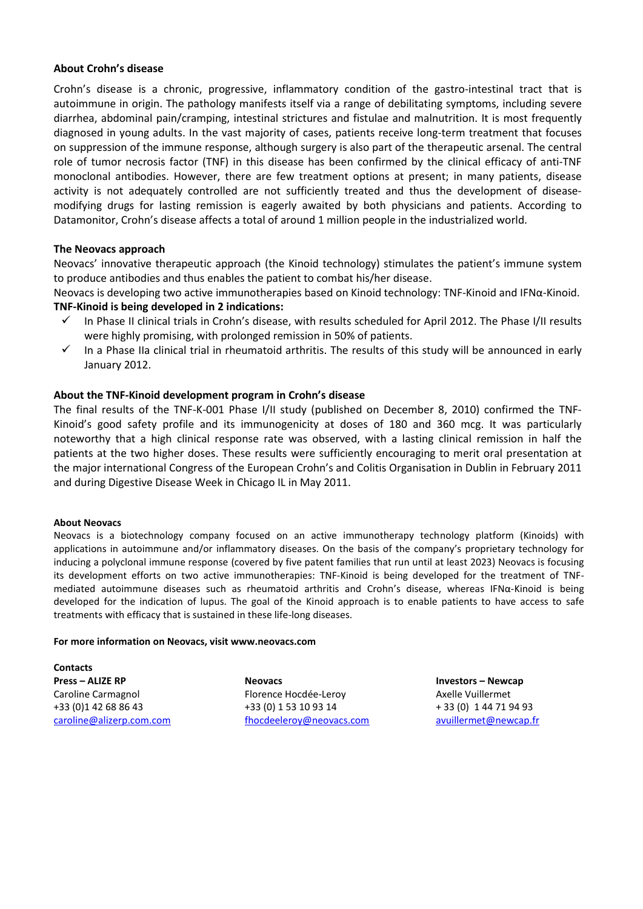**About Crohn's disease**

Crohn's disease is a chronic, progressive, inflammatory condition of the gastro-intestinal tract that is autoimmune in origin. The pathology manifests itself via a range of debilitating symptoms, including severe diarrhea, abdominal pain/cramping, intestinal strictures and fistulae and malnutrition. It is most frequently diagnosed in young adults. In the vast majority of cases, patients receive long-term treatment that focuses on suppression of the immune response, although surgery is also part of the therapeutic arsenal. The central role of tumor necrosis factor (TNF) in this disease has been confirmed by the clinical efficacy of anti-TNF monoclonal antibodies. However, there are few treatment options at present; in many patients, disease activity is not adequately controlled are not sufficiently treated and thus the development of disease-modifying drugs for lasting remission is eagerly awaited by both physicians and patients. According to Datamonitor, Crohn's disease affects a total of around 1 million people in the industrialized world.

**The Neovacs approach**

Neovacs' innovative therapeutic approach (the Kinoid technology) stimulates the patient's immune system to produce antibodies and thus enables the patient to combat his/her disease.

Neovacs is developing two active immunotherapies based on Kinoid technology: TNF-Kinoid and IFNα-Kinoid.

**TNF-Kinoid is being developed in 2 indications:**

- ✓ In Phase II clinical trials in Crohn's disease, with results scheduled for April 2012. The Phase I/II results were highly promising, with prolonged remission in 50% of patients.
- ✓ In a Phase IIa clinical trial in rheumatoid arthritis. The results of this study will be announced in early January 2012.

**About the TNF-Kinoid development program in Crohn's disease**

The final results of the TNF-K-001 Phase I/II study (published on December 8, 2010) confirmed the TNF-Kinoid's good safety profile and its immunogenicity at doses of 180 and 360 mcg. It was particularly noteworthy that a high clinical response rate was observed, with a lasting clinical remission in half the patients at the two higher doses. These results were sufficiently encouraging to merit oral presentation at the major international Congress of the European Crohn's and Colitis Organisation in Dublin in February 2011 and during Digestive Disease Week in Chicago IL in May 2011.

**About Neovacs**

Neovacs is a biotechnology company focused on an active immunotherapy technology platform (Kinoids) with applications in autoimmune and/or inflammatory diseases. On the basis of the company's proprietary technology for inducing a polyclonal immune response (covered by five patent families that run until at least 2023) Neovacs is focusing its development efforts on two active immunotherapies: TNF-Kinoid is being developed for the treatment of TNF-mediated autoimmune diseases such as rheumatoid arthritis and Crohn's disease, whereas IFNα-Kinoid is being developed for the indication of lupus. The goal of the Kinoid approach is to enable patients to have access to safe treatments with efficacy that is sustained in these life-long diseases.

**For more information on Neovacs, visit www.neovacs.com**

**Contacts**

**Press – ALIZE RP**
Caroline Carmagnol
+33 (0)1 42 68 86 43
caroline@alizerp.com.com

**Neovacs**
Florence Hocdée-Leroy
+33 (0) 1 53 10 93 14
fhocdeeleroy@neovacs.com

**Investors – Newcap**
Axelle Vuillermet
+ 33 (0) 1 44 71 94 93
avuillermet@newcap.fr